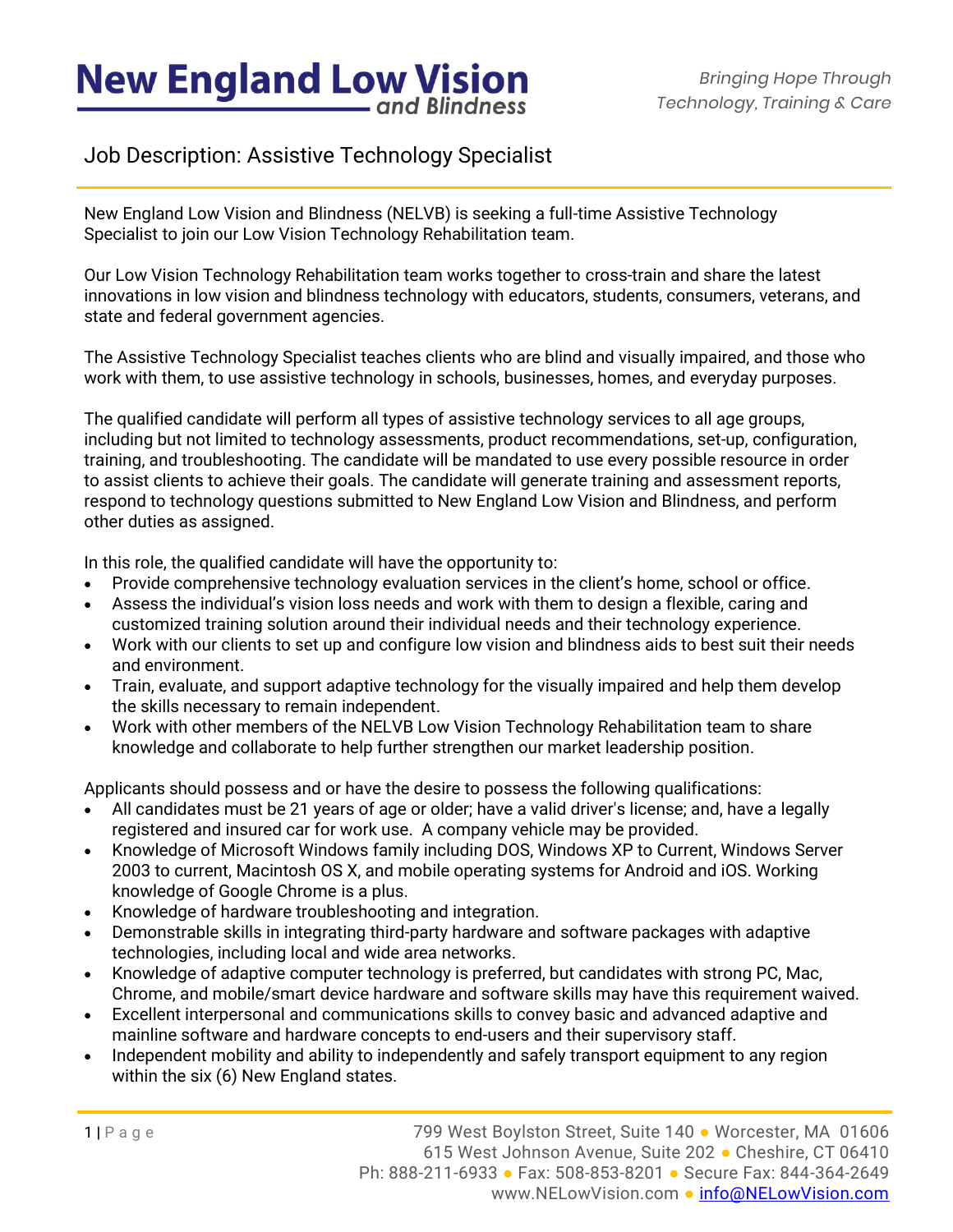# New England Low Vision and Blindness

*Bringing Hope Through Technology, Training & Care*

## Job Description: Assistive Technology Specialist

New England Low Vision and Blindness (NELVB) is seeking a full-time Assistive Technology Specialist to join our Low Vision Technology Rehabilitation team.

Our Low Vision Technology Rehabilitation team works together to cross-train and share the latest innovations in low vision and blindness technology with educators, students, consumers, veterans, and state and federal government agencies.

The Assistive Technology Specialist teaches clients who are blind and visually impaired, and those who work with them, to use assistive technology in schools, businesses, homes, and everyday purposes.

The qualified candidate will perform all types of assistive technology services to all age groups, including but not limited to technology assessments, product recommendations, set-up, configuration, training, and troubleshooting. The candidate will be mandated to use every possible resource in order to assist clients to achieve their goals. The candidate will generate training and assessment reports, respond to technology questions submitted to New England Low Vision and Blindness, and perform other duties as assigned.

In this role, the qualified candidate will have the opportunity to:

- Provide comprehensive technology evaluation services in the client's home, school or office.
- Assess the individual's vision loss needs and work with them to design a flexible, caring and customized training solution around their individual needs and their technology experience.
- Work with our clients to set up and configure low vision and blindness aids to best suit their needs and environment.
- Train, evaluate, and support adaptive technology for the visually impaired and help them develop the skills necessary to remain independent.
- Work with other members of the NELVB Low Vision Technology Rehabilitation team to share knowledge and collaborate to help further strengthen our market leadership position.

Applicants should possess and or have the desire to possess the following qualifications:

- All candidates must be 21 years of age or older; have a valid driver's license; and, have a legally registered and insured car for work use. A company vehicle may be provided.
- Knowledge of Microsoft Windows family including DOS, Windows XP to Current, Windows Server 2003 to current, Macintosh OS X, and mobile operating systems for Android and iOS. Working knowledge of Google Chrome is a plus.
- Knowledge of hardware troubleshooting and integration.
- Demonstrable skills in integrating third-party hardware and software packages with adaptive technologies, including local and wide area networks.
- Knowledge of adaptive computer technology is preferred, but candidates with strong PC, Mac, Chrome, and mobile/smart device hardware and software skills may have this requirement waived.
- Excellent interpersonal and communications skills to convey basic and advanced adaptive and mainline software and hardware concepts to end-users and their supervisory staff.
- Independent mobility and ability to independently and safely transport equipment to any region within the six (6) New England states.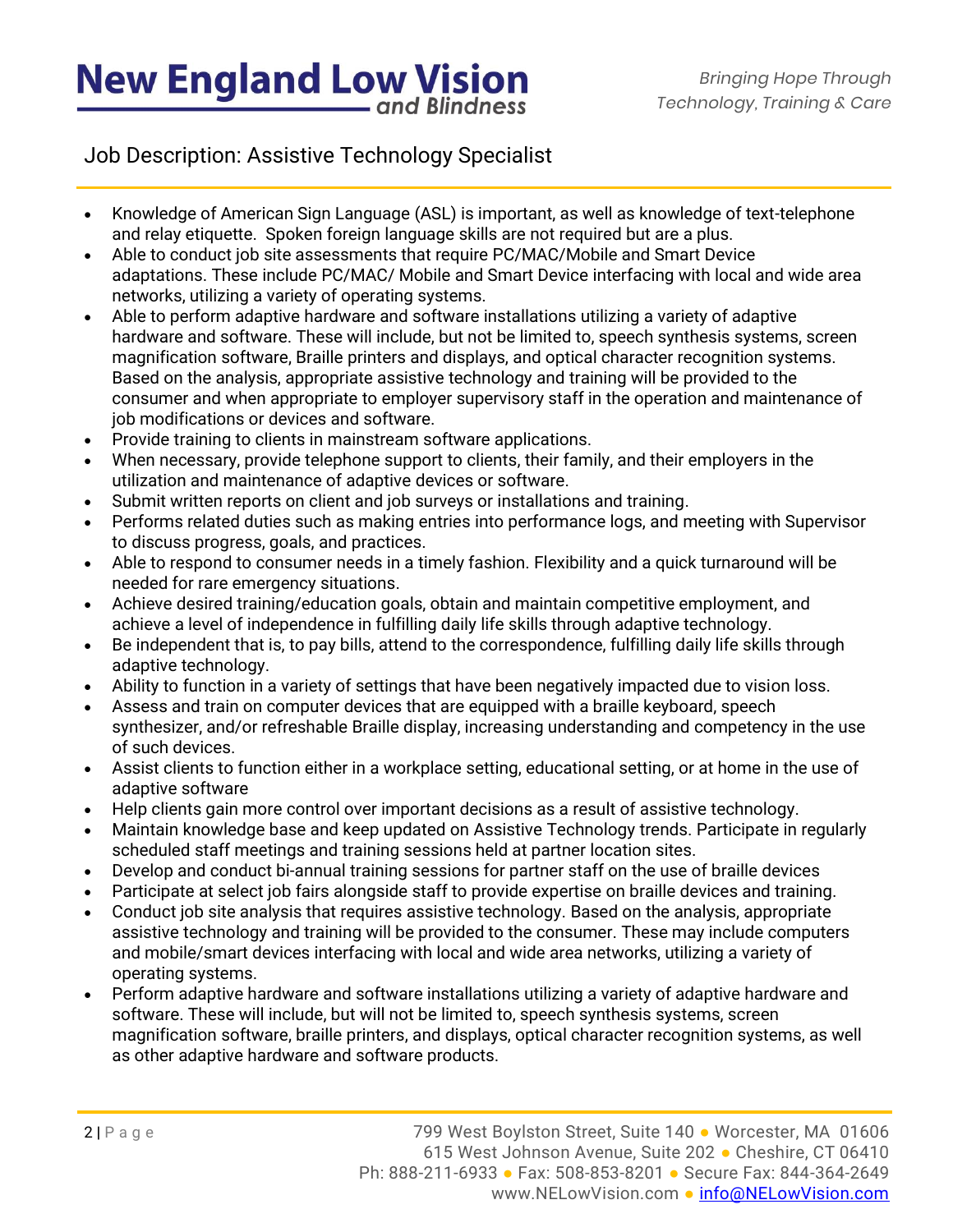Job Description: Assistive Technology Specialist

- Knowledge of American Sign Language (ASL) is important, as well as knowledge of text-telephone and relay etiquette. Spoken foreign language skills are not required but are a plus.
- Able to conduct job site assessments that require PC/MAC/Mobile and Smart Device adaptations. These include PC/MAC/ Mobile and Smart Device interfacing with local and wide area networks, utilizing a variety of operating systems.
- Able to perform adaptive hardware and software installations utilizing a variety of adaptive hardware and software. These will include, but not be limited to, speech synthesis systems, screen magnification software, Braille printers and displays, and optical character recognition systems. Based on the analysis, appropriate assistive technology and training will be provided to the consumer and when appropriate to employer supervisory staff in the operation and maintenance of job modifications or devices and software.
- Provide training to clients in mainstream software applications.
- When necessary, provide telephone support to clients, their family, and their employers in the utilization and maintenance of adaptive devices or software.
- Submit written reports on client and job surveys or installations and training.
- Performs related duties such as making entries into performance logs, and meeting with Supervisor to discuss progress, goals, and practices.
- Able to respond to consumer needs in a timely fashion. Flexibility and a quick turnaround will be needed for rare emergency situations.
- Achieve desired training/education goals, obtain and maintain competitive employment, and achieve a level of independence in fulfilling daily life skills through adaptive technology.
- Be independent that is, to pay bills, attend to the correspondence, fulfilling daily life skills through adaptive technology.
- Ability to function in a variety of settings that have been negatively impacted due to vision loss.
- Assess and train on computer devices that are equipped with a braille keyboard, speech synthesizer, and/or refreshable Braille display, increasing understanding and competency in the use of such devices.
- Assist clients to function either in a workplace setting, educational setting, or at home in the use of adaptive software
- Help clients gain more control over important decisions as a result of assistive technology.
- Maintain knowledge base and keep updated on Assistive Technology trends. Participate in regularly scheduled staff meetings and training sessions held at partner location sites.
- Develop and conduct bi-annual training sessions for partner staff on the use of braille devices
- Participate at select job fairs alongside staff to provide expertise on braille devices and training.
- Conduct job site analysis that requires assistive technology. Based on the analysis, appropriate assistive technology and training will be provided to the consumer. These may include computers and mobile/smart devices interfacing with local and wide area networks, utilizing a variety of operating systems.
- Perform adaptive hardware and software installations utilizing a variety of adaptive hardware and software. These will include, but will not be limited to, speech synthesis systems, screen magnification software, braille printers, and displays, optical character recognition systems, as well as other adaptive hardware and software products.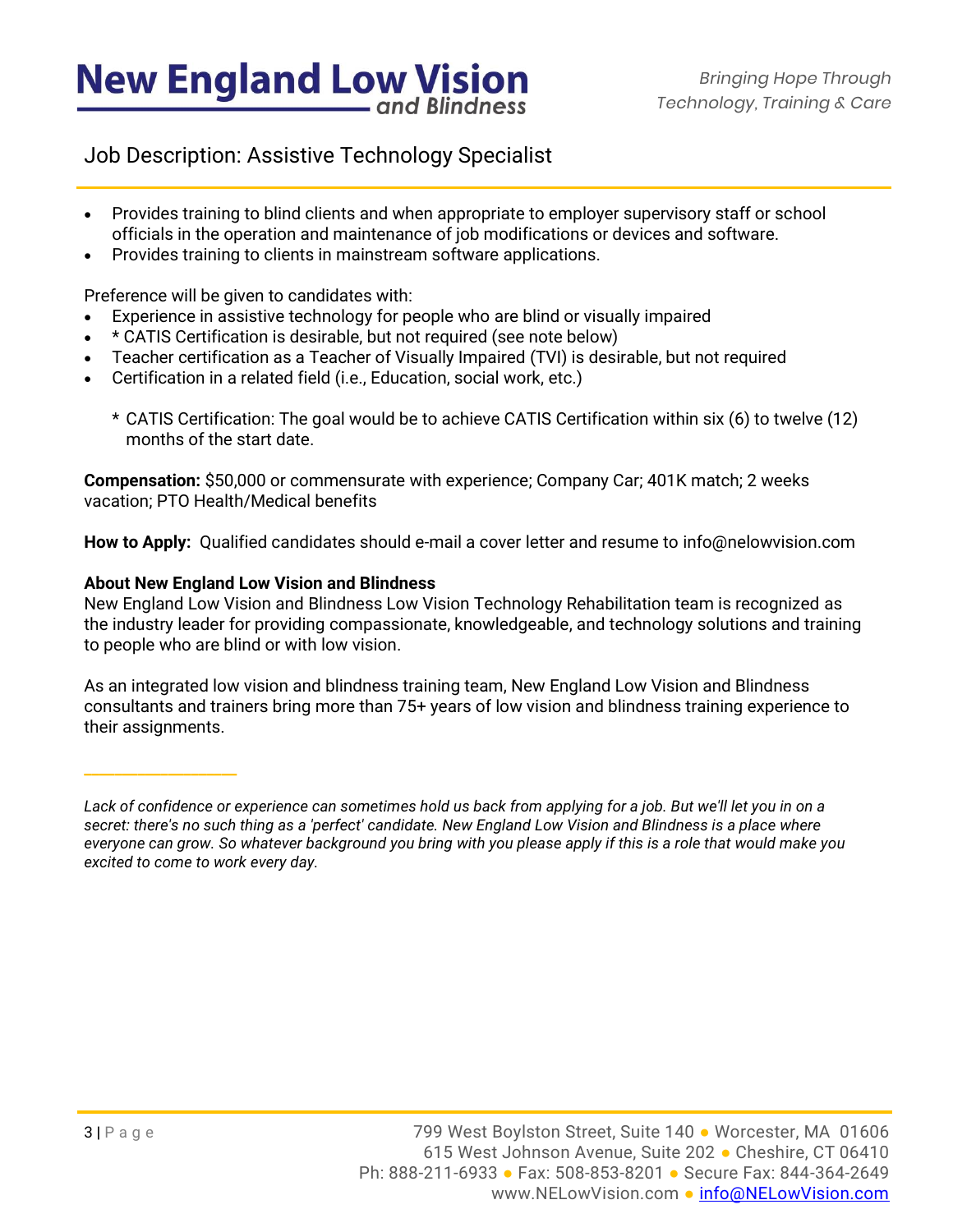Job Description: Assistive Technology Specialist

- Provides training to blind clients and when appropriate to employer supervisory staff or school officials in the operation and maintenance of job modifications or devices and software.
- Provides training to clients in mainstream software applications.

Preference will be given to candidates with:

- Experience in assistive technology for people who are blind or visually impaired
- * CATIS Certification is desirable, but not required (see note below)
- Teacher certification as a Teacher of Visually Impaired (TVI) is desirable, but not required
- Certification in a related field (i.e., Education, social work, etc.)

\* CATIS Certification: The goal would be to achieve CATIS Certification within six (6) to twelve (12) months of the start date.

**Compensation:** $50,000 or commensurate with experience; Company Car; 401K match; 2 weeks vacation; PTO Health/Medical benefits

**How to Apply:** Qualified candidates should e-mail a cover letter and resume to info@nelowvision.com

**About New England Low Vision and Blindness**

New England Low Vision and Blindness Low Vision Technology Rehabilitation team is recognized as the industry leader for providing compassionate, knowledgeable, and technology solutions and training to people who are blind or with low vision.

As an integrated low vision and blindness training team, New England Low Vision and Blindness consultants and trainers bring more than 75+ years of low vision and blindness training experience to their assignments.

---

*Lack of confidence or experience can sometimes hold us back from applying for a job. But we'll let you in on a secret: there's no such thing as a 'perfect' candidate. New England Low Vision and Blindness is a place where everyone can grow. So whatever background you bring with you please apply if this is a role that would make you excited to come to work every day.*